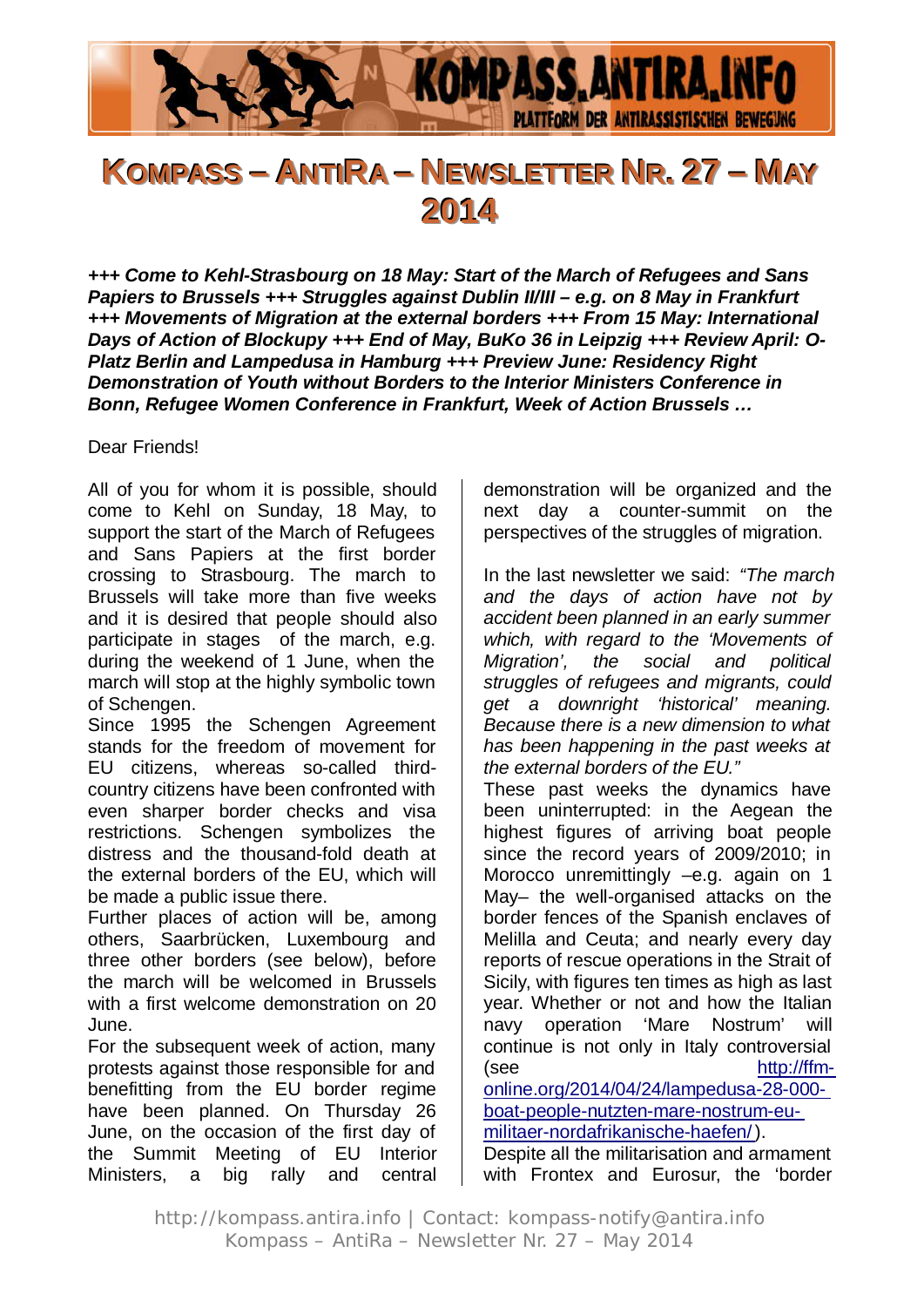# Kompass – AntiRa – Newsletter Nr. 27 – May 2014

***+++ Come to Kehl-Strasbourg on 18 May: Start of the March of Refugees and Sans Papiers to Brussels +++ Struggles against Dublin II/III – e.g. on 8 May in Frankfurt +++ Movements of Migration at the external borders +++ From 15 May: International Days of Action of Blockupy +++ End of May, BuKo 36 in Leipzig +++ Review April: O-Platz Berlin and Lampedusa in Hamburg +++ Preview June: Residency Right Demonstration of Youth without Borders to the Interior Ministers Conference in Bonn, Refugee Women Conference in Frankfurt, Week of Action Brussels …***

Dear Friends!

All of you for whom it is possible, should come to Kehl on Sunday, 18 May, to support the start of the March of Refugees and Sans Papiers at the first border crossing to Strasbourg. The march to Brussels will take more than five weeks and it is desired that people should also participate in stages of the march, e.g. during the weekend of 1 June, when the march will stop at the highly symbolic town of Schengen.

Since 1995 the Schengen Agreement stands for the freedom of movement for EU citizens, whereas so-called third-country citizens have been confronted with even sharper border checks and visa restrictions. Schengen symbolizes the distress and the thousand-fold death at the external borders of the EU, which will be made a public issue there.

Further places of action will be, among others, Saarbrücken, Luxembourg and three other borders (see below), before the march will be welcomed in Brussels with a first welcome demonstration on 20 June.

For the subsequent week of action, many protests against those responsible for and benefitting from the EU border regime have been planned. On Thursday 26 June, on the occasion of the first day of the Summit Meeting of EU Interior Ministers, a big rally and central demonstration will be organized and the next day a counter-summit on the perspectives of the struggles of migration.

In the last newsletter we said: *"The march and the days of action have not by accident been planned in an early summer which, with regard to the 'Movements of Migration', the social and political struggles of refugees and migrants, could get a downright 'historical' meaning. Because there is a new dimension to what has been happening in the past weeks at the external borders of the EU."*

These past weeks the dynamics have been uninterrupted: in the Aegean the highest figures of arriving boat people since the record years of 2009/2010; in Morocco unremittingly –e.g. again on 1 May– the well-organised attacks on the border fences of the Spanish enclaves of Melilla and Ceuta; and nearly every day reports of rescue operations in the Strait of Sicily, with figures ten times as high as last year. Whether or not and how the Italian navy operation 'Mare Nostrum' will continue is not only in Italy controversial (see http://ffm-online.org/2014/04/24/lampedusa-28-000-boat-people-nutzten-mare-nostrum-eu-militaer-nordafrikanische-haefen/).

Despite all the militarisation and armament with Frontex and Eurosur, the 'border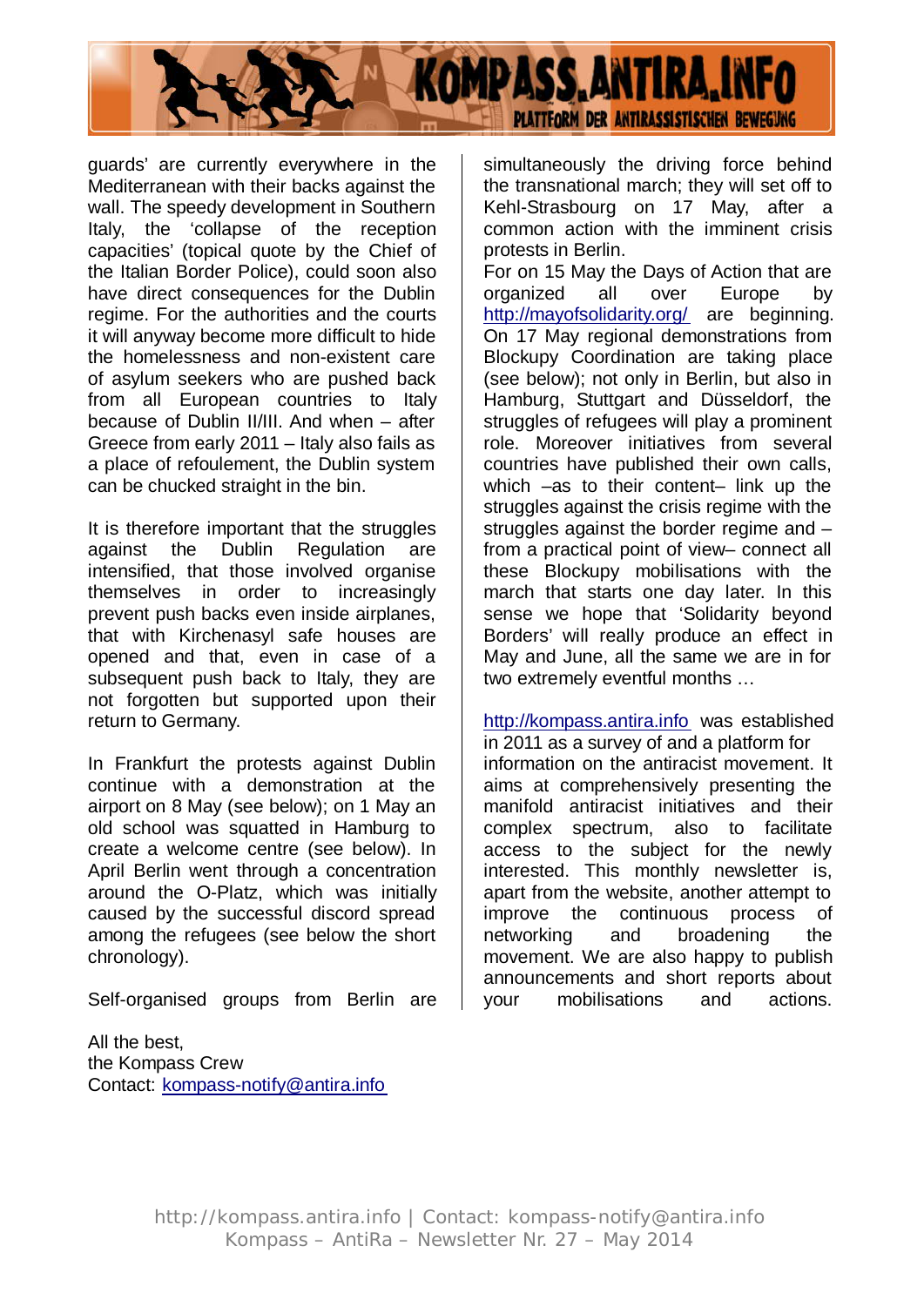guards' are currently everywhere in the Mediterranean with their backs against the wall. The speedy development in Southern Italy, the 'collapse of the reception capacities' (topical quote by the Chief of the Italian Border Police), could soon also have direct consequences for the Dublin regime. For the authorities and the courts it will anyway become more difficult to hide the homelessness and non-existent care of asylum seekers who are pushed back from all European countries to Italy because of Dublin II/III. And when – after Greece from early 2011 – Italy also fails as a place of refoulement, the Dublin system can be chucked straight in the bin.

It is therefore important that the struggles against the Dublin Regulation are intensified, that those involved organise themselves in order to increasingly prevent push backs even inside airplanes, that with Kirchenasyl safe houses are opened and that, even in case of a subsequent push back to Italy, they are not forgotten but supported upon their return to Germany.

In Frankfurt the protests against Dublin continue with a demonstration at the airport on 8 May (see below); on 1 May an old school was squatted in Hamburg to create a welcome centre (see below). In April Berlin went through a concentration around the O-Platz, which was initially caused by the successful discord spread among the refugees (see below the short chronology).

Self-organised groups from Berlin are simultaneously the driving force behind the transnational march; they will set off to Kehl-Strasbourg on 17 May, after a common action with the imminent crisis protests in Berlin.

For on 15 May the Days of Action that are organized all over Europe by http://mayofsolidarity.org/ are beginning. On 17 May regional demonstrations from Blockupy Coordination are taking place (see below); not only in Berlin, but also in Hamburg, Stuttgart and Düsseldorf, the struggles of refugees will play a prominent role. Moreover initiatives from several countries have published their own calls, which –as to their content– link up the struggles against the crisis regime with the struggles against the border regime and – from a practical point of view– connect all these Blockupy mobilisations with the march that starts one day later. In this sense we hope that 'Solidarity beyond Borders' will really produce an effect in May and June, all the same we are in for two extremely eventful months …

http://kompass.antira.info was established in 2011 as a survey of and a platform for information on the antiracist movement. It aims at comprehensively presenting the manifold antiracist initiatives and their complex spectrum, also to facilitate access to the subject for the newly interested. This monthly newsletter is, apart from the website, another attempt to improve the continuous process of networking and broadening the movement. We are also happy to publish announcements and short reports about your mobilisations and actions.

All the best,
the Kompass Crew
Contact: kompass-notify@antira.info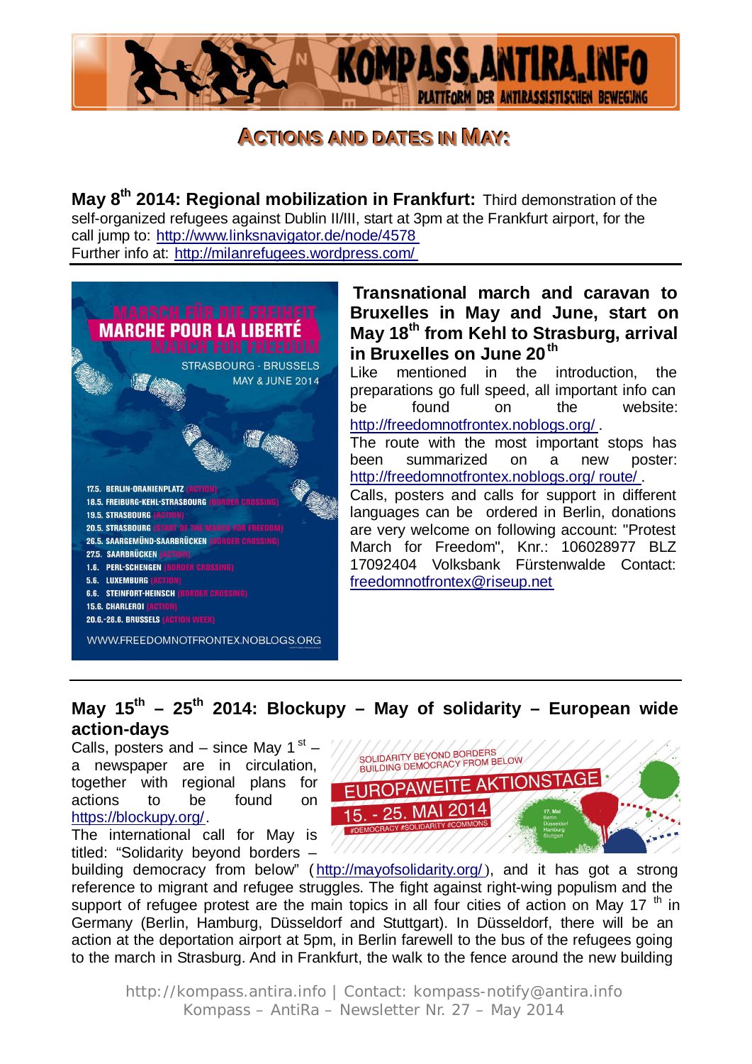# Actions and dates in May:

**May 8th 2014: Regional mobilization in Frankfurt:** Third demonstration of the self-organized refugees against Dublin II/III, start at 3pm at the Frankfurt airport, for the call jump to: http://www.linksnavigator.de/node/4578
Further info at: http://milanrefugees.wordpress.com/

---

**Transnational march and caravan to Bruxelles in May and June, start on May 18th from Kehl to Strasburg, arrival in Bruxelles on June 20th**

Like mentioned in the introduction, the preparations go full speed, all important info can be found on the website: http://freedomnotfrontex.noblogs.org/ .
The route with the most important stops has been summarized on a new poster: http://freedomnotfrontex.noblogs.org/ route/ .
Calls, posters and calls for support in different languages can be ordered in Berlin, donations are very welcome on following account: "Protest March for Freedom", Knr.: 106028977 BLZ 17092404 Volksbank Fürstenwalde Contact: freedomnotfrontex@riseup.net

---

**May 15th – 25th 2014: Blockupy – May of solidarity – European wide action-days**

Calls, posters and – since May 1st – a newspaper are in circulation, together with regional plans for actions to be found on https://blockupy.org/.
The international call for May is titled: "Solidarity beyond borders – building democracy from below" (http://mayofsolidarity.org/), and it has got a strong reference to migrant and refugee struggles. The fight against right-wing populism and the support of refugee protest are the main topics in all four cities of action on May 17th in Germany (Berlin, Hamburg, Düsseldorf and Stuttgart). In Düsseldorf, there will be an action at the deportation airport at 5pm, in Berlin farewell to the bus of the refugees going to the march in Strasburg. And in Frankfurt, the walk to the fence around the new building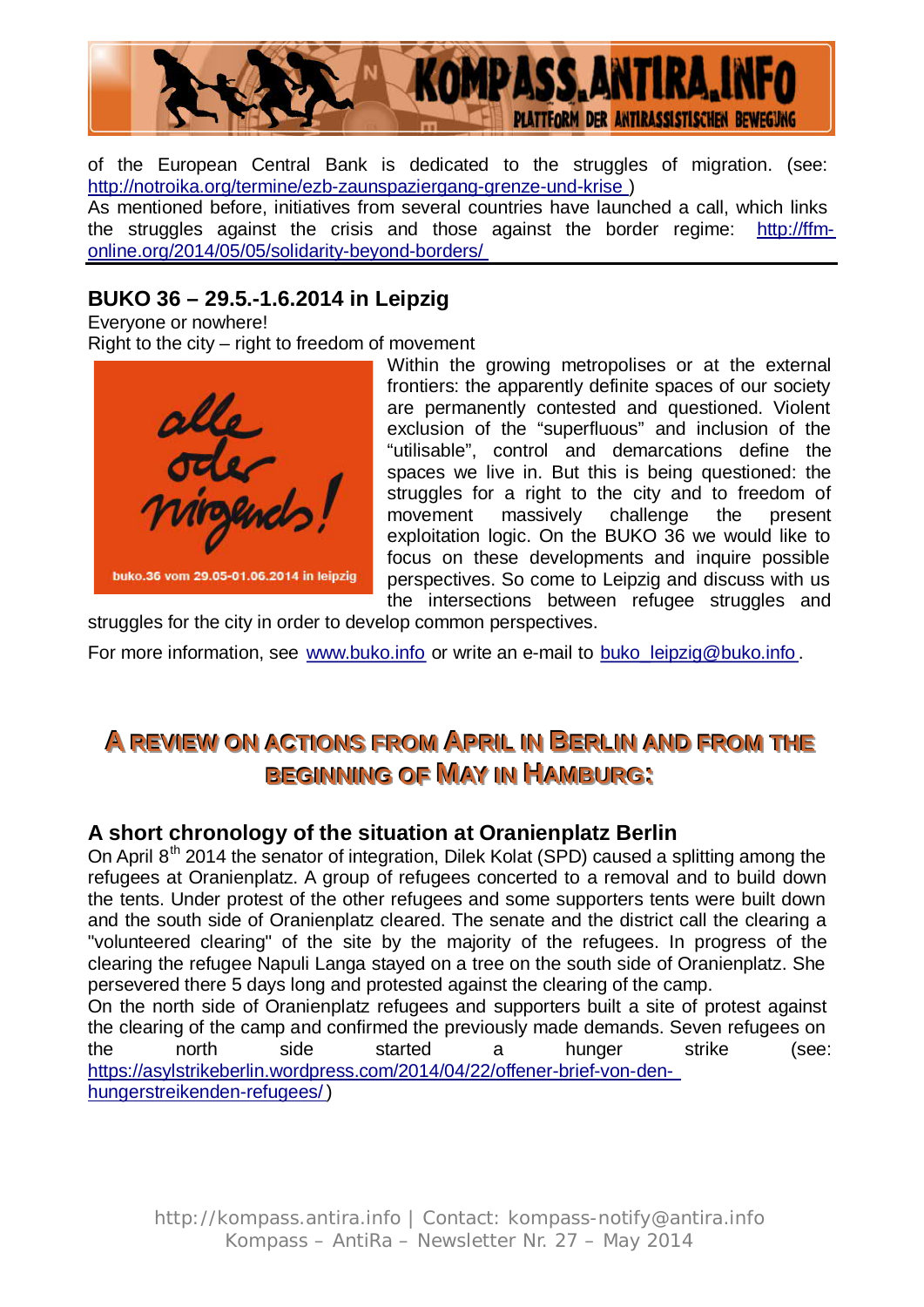of the European Central Bank is dedicated to the struggles of migration. (see: http://notroika.org/termine/ezb-zaunspaziergang-grenze-und-krise )

As mentioned before, initiatives from several countries have launched a call, which links the struggles against the crisis and those against the border regime: http://ffm-online.org/2014/05/05/solidarity-beyond-borders/

## BUKO 36 – 29.5.-1.6.2014 in Leipzig

Everyone or nowhere!

Right to the city – right to freedom of movement

Within the growing metropolises or at the external frontiers: the apparently definite spaces of our society are permanently contested and questioned. Violent exclusion of the "superfluous" and inclusion of the "utilisable", control and demarcations define the spaces we live in. But this is being questioned: the struggles for a right to the city and to freedom of movement massively challenge the present exploitation logic. On the BUKO 36 we would like to focus on these developments and inquire possible perspectives. So come to Leipzig and discuss with us the intersections between refugee struggles and struggles for the city in order to develop common perspectives.

For more information, see www.buko.info or write an e-mail to buko_leipzig@buko.info.

# A review on actions from April in Berlin and from the beginning of May in Hamburg:

## A short chronology of the situation at Oranienplatz Berlin

On April 8th 2014 the senator of integration, Dilek Kolat (SPD) caused a splitting among the refugees at Oranienplatz. A group of refugees concerted to a removal and to build down the tents. Under protest of the other refugees and some supporters tents were built down and the south side of Oranienplatz cleared. The senate and the district call the clearing a "volunteered clearing" of the site by the majority of the refugees. In progress of the clearing the refugee Napuli Langa stayed on a tree on the south side of Oranienplatz. She persevered there 5 days long and protested against the clearing of the camp.

On the north side of Oranienplatz refugees and supporters built a site of protest against the clearing of the camp and confirmed the previously made demands. Seven refugees on the north side started a hunger strike (see: https://asylstrikeberlin.wordpress.com/2014/04/22/offener-brief-von-den-hungerstreikenden-refugees/ )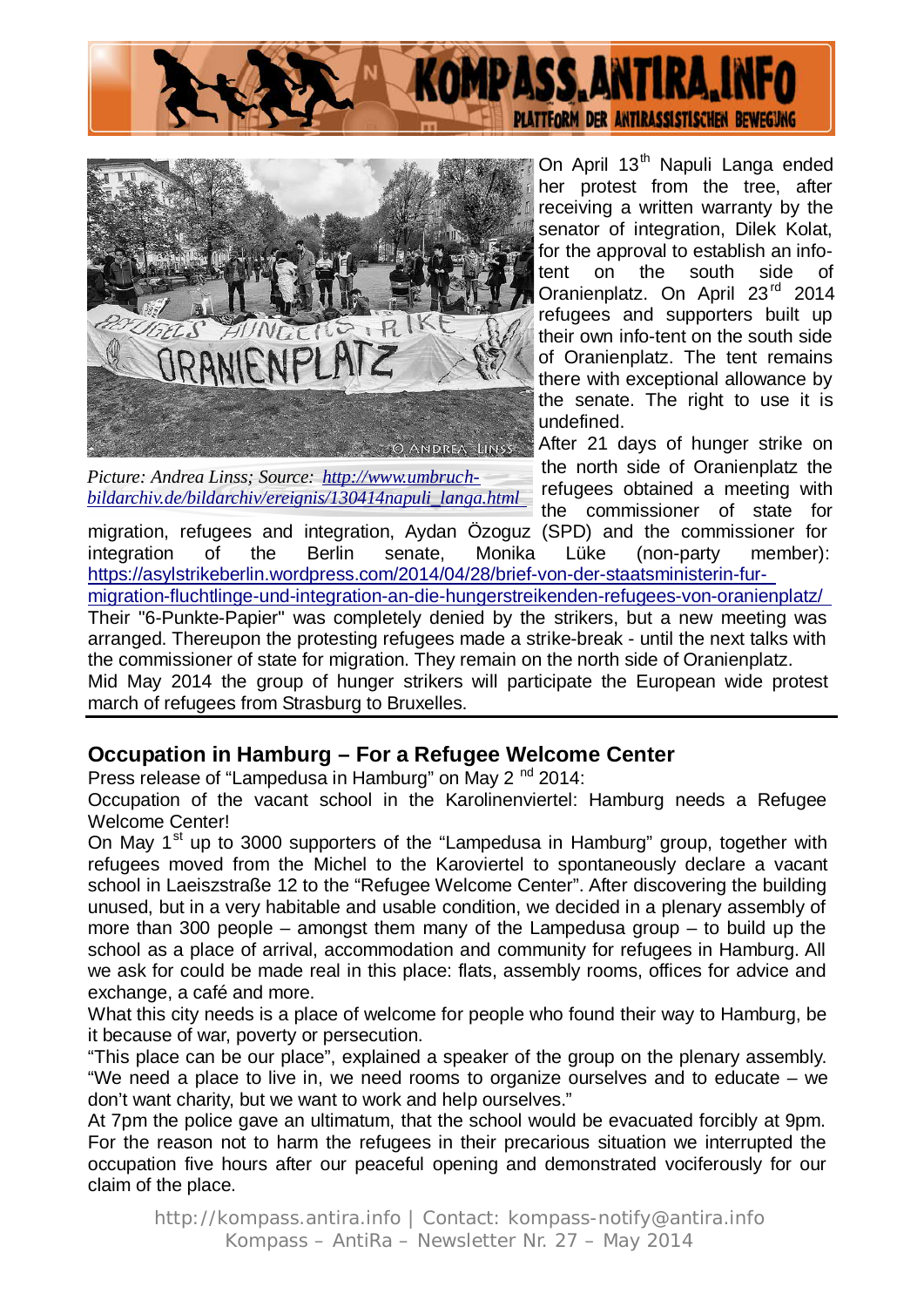Picture: Andrea Linss; Source: [http://www.umbruch-bildarchiv.de/bildarchiv/ereignis/130414napuli_langa.html](http://www.umbruch-bildarchiv.de/bildarchiv/ereignis/130414napuli_langa.html)

On April 13th Napuli Langa ended her protest from the tree, after receiving a written warranty by the senator of integration, Dilek Kolat, for the approval to establish an info-tent on the south side of Oranienplatz. On April 23rd 2014 refugees and supporters built up their own info-tent on the south side of Oranienplatz. The tent remains there with exceptional allowance by the senate. The right to use it is undefined.

After 21 days of hunger strike on the north side of Oranienplatz the refugees obtained a meeting with the commissioner of state for migration, refugees and integration, Aydan Özoguz (SPD) and the commissioner for integration of the Berlin senate, Monika Lüke (non-party member): [https://asylstrikeberlin.wordpress.com/2014/04/28/brief-von-der-staatsministerin-fur-migration-fluchtlinge-und-integration-an-die-hungerstreikenden-refugees-von-oranienplatz/](https://asylstrikeberlin.wordpress.com/2014/04/28/brief-von-der-staatsministerin-fur-migration-fluchtlinge-und-integration-an-die-hungerstreikenden-refugees-von-oranienplatz/)

Their "6-Punkte-Papier" was completely denied by the strikers, but a new meeting was arranged. Thereupon the protesting refugees made a strike-break - until the next talks with the commissioner of state for migration. They remain on the north side of Oranienplatz.

Mid May 2014 the group of hunger strikers will participate the European wide protest march of refugees from Strasburg to Bruxelles.

## Occupation in Hamburg – For a Refugee Welcome Center

Press release of "Lampedusa in Hamburg" on May 2nd 2014:

Occupation of the vacant school in the Karolinenviertel: Hamburg needs a Refugee Welcome Center!

On May 1st up to 3000 supporters of the "Lampedusa in Hamburg" group, together with refugees moved from the Michel to the Karoviertel to spontaneously declare a vacant school in Laeiszstraße 12 to the "Refugee Welcome Center". After discovering the building unused, but in a very habitable and usable condition, we decided in a plenary assembly of more than 300 people – amongst them many of the Lampedusa group – to build up the school as a place of arrival, accommodation and community for refugees in Hamburg. All we ask for could be made real in this place: flats, assembly rooms, offices for advice and exchange, a café and more.

What this city needs is a place of welcome for people who found their way to Hamburg, be it because of war, poverty or persecution.

"This place can be our place", explained a speaker of the group on the plenary assembly. "We need a place to live in, we need rooms to organize ourselves and to educate – we don't want charity, but we want to work and help ourselves."

At 7pm the police gave an ultimatum, that the school would be evacuated forcibly at 9pm. For the reason not to harm the refugees in their precarious situation we interrupted the occupation five hours after our peaceful opening and demonstrated vociferously for our claim of the place.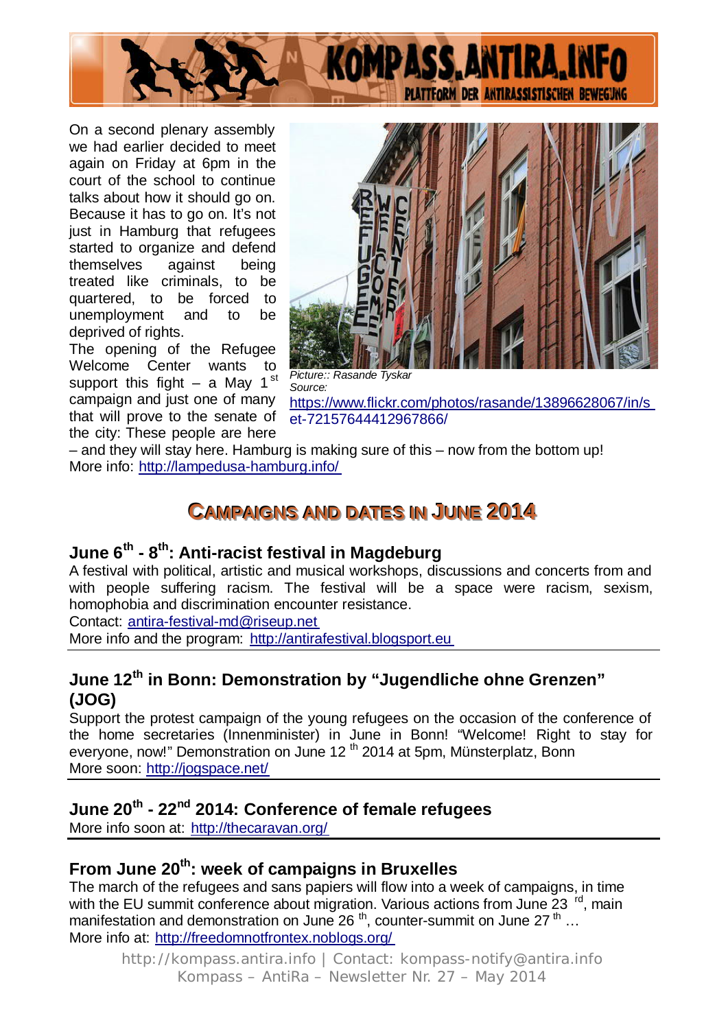On a second plenary assembly we had earlier decided to meet again on Friday at 6pm in the court of the school to continue talks about how it should go on. Because it has to go on. It's not just in Hamburg that refugees started to organize and defend themselves against being treated like criminals, to be quartered, to be forced to unemployment and to be deprived of rights.

The opening of the Refugee Welcome Center wants to support this fight – a May 1st campaign and just one of many that will prove to the senate of the city: These people are here – and they will stay here. Hamburg is making sure of this – now from the bottom up!

More info: http://lampedusa-hamburg.info/

*Picture:: Rasande Tyskar*
*Source:*
https://www.flickr.com/photos/rasande/13896628067/in/set-72157644412967866/

## Campaigns and dates in June 2014

### June 6th - 8th: Anti-racist festival in Magdeburg

A festival with political, artistic and musical workshops, discussions and concerts from and with people suffering racism. The festival will be a space were racism, sexism, homophobia and discrimination encounter resistance.

Contact: antira-festival-md@riseup.net

More info and the program: http://antirafestival.blogsport.eu

### June 12th in Bonn: Demonstration by "Jugendliche ohne Grenzen" (JOG)

Support the protest campaign of the young refugees on the occasion of the conference of the home secretaries (Innenminister) in June in Bonn! "Welcome! Right to stay for everyone, now!" Demonstration on June 12th 2014 at 5pm, Münsterplatz, Bonn

More soon: http://jogspace.net/

### June 20th - 22nd 2014: Conference of female refugees

More info soon at: http://thecaravan.org/

### From June 20th: week of campaigns in Bruxelles

The march of the refugees and sans papiers will flow into a week of campaigns, in time with the EU summit conference about migration. Various actions from June 23rd, main manifestation and demonstration on June 26th, counter-summit on June 27th …

More info at: http://freedomnotfrontex.noblogs.org/